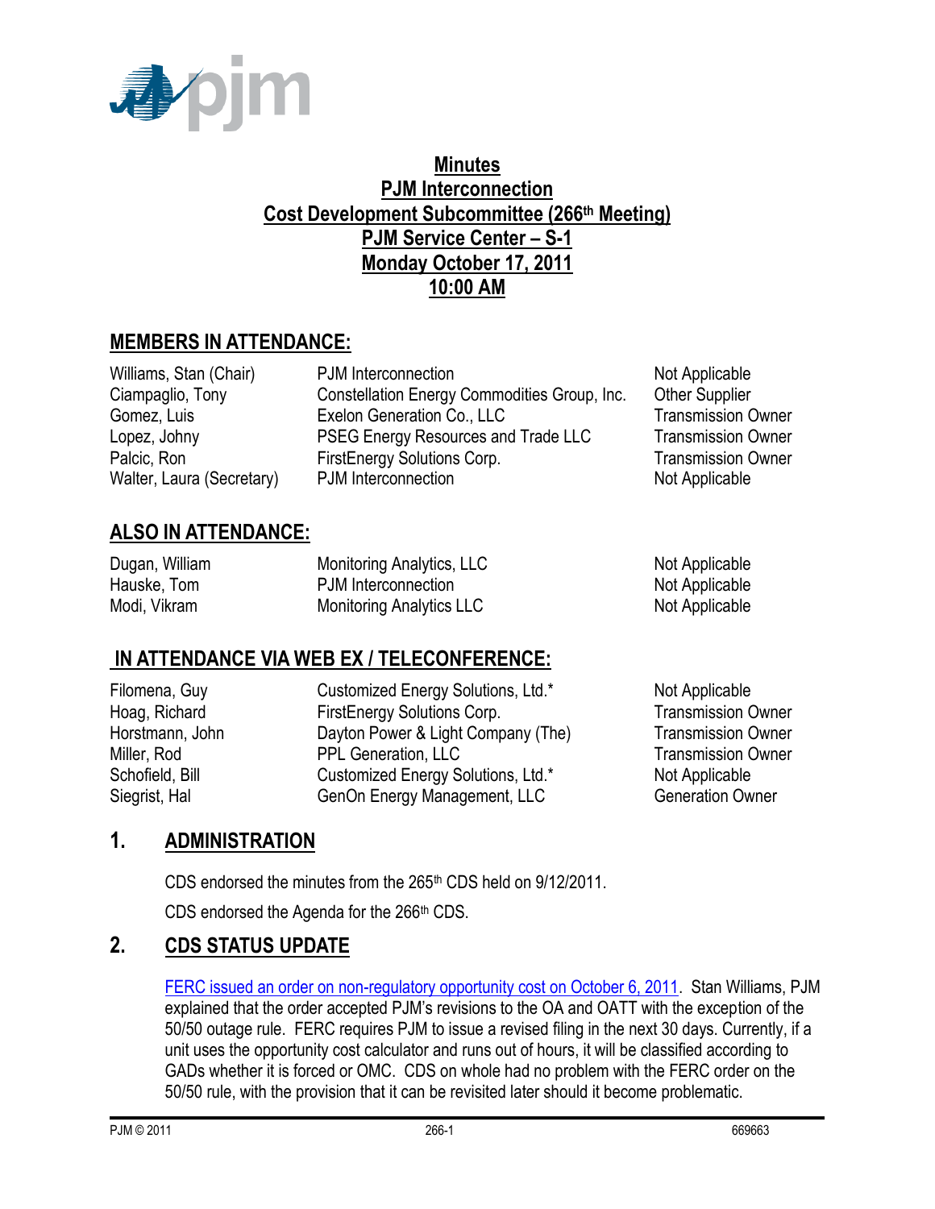# Minutes
# PJM Interconnection
# Cost Development Subcommittee (266th Meeting)
# PJM Service Center – S-1
# Monday October 17, 2011
# 10:00 AM

## MEMBERS IN ATTENDANCE:

| | | |
|---|---|---|
| Williams, Stan (Chair) | PJM Interconnection | Not Applicable |
| Ciampaglio, Tony | Constellation Energy Commodities Group, Inc. | Other Supplier |
| Gomez, Luis | Exelon Generation Co., LLC | Transmission Owner |
| Lopez, Johny | PSEG Energy Resources and Trade LLC | Transmission Owner |
| Palcic, Ron | FirstEnergy Solutions Corp. | Transmission Owner |
| Walter, Laura (Secretary) | PJM Interconnection | Not Applicable |

## ALSO IN ATTENDANCE:

| | | |
|---|---|---|
| Dugan, William | Monitoring Analytics, LLC | Not Applicable |
| Hauske, Tom | PJM Interconnection | Not Applicable |
| Modi, Vikram | Monitoring Analytics LLC | Not Applicable |

## IN ATTENDANCE VIA WEB EX / TELECONFERENCE:

| | | |
|---|---|---|
| Filomena, Guy | Customized Energy Solutions, Ltd.* | Not Applicable |
| Hoag, Richard | FirstEnergy Solutions Corp. | Transmission Owner |
| Horstmann, John | Dayton Power & Light Company (The) | Transmission Owner |
| Miller, Rod | PPL Generation, LLC | Transmission Owner |
| Schofield, Bill | Customized Energy Solutions, Ltd.* | Not Applicable |
| Siegrist, Hal | GenOn Energy Management, LLC | Generation Owner |

## 1. ADMINISTRATION

CDS endorsed the minutes from the 265th CDS held on 9/12/2011.

CDS endorsed the Agenda for the 266th CDS.

## 2. CDS STATUS UPDATE

FERC issued an order on non-regulatory opportunity cost on October 6, 2011. Stan Williams, PJM explained that the order accepted PJM's revisions to the OA and OATT with the exception of the 50/50 outage rule. FERC requires PJM to issue a revised filing in the next 30 days. Currently, if a unit uses the opportunity cost calculator and runs out of hours, it will be classified according to GADs whether it is forced or OMC. CDS on whole had no problem with the FERC order on the 50/50 rule, with the provision that it can be revisited later should it become problematic.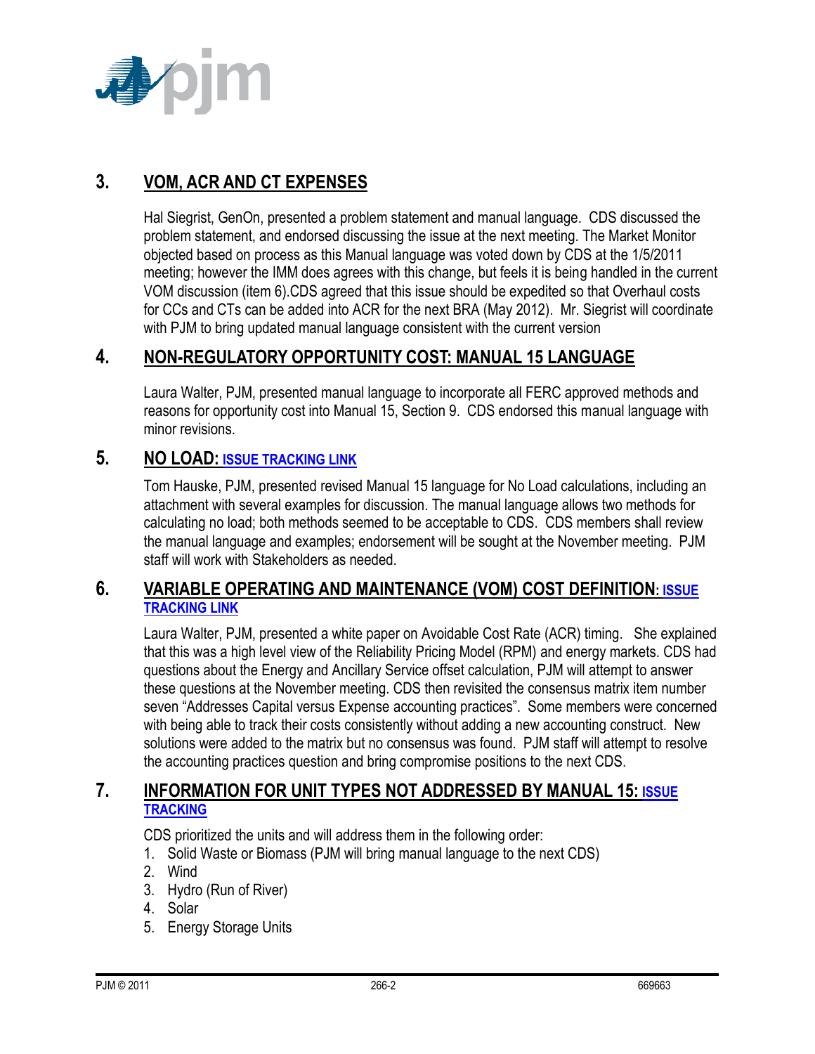## 3. VOM, ACR AND CT EXPENSES

Hal Siegrist, GenOn, presented a problem statement and manual language. CDS discussed the problem statement, and endorsed discussing the issue at the next meeting. The Market Monitor objected based on process as this Manual language was voted down by CDS at the 1/5/2011 meeting; however the IMM does agrees with this change, but feels it is being handled in the current VOM discussion (item 6).CDS agreed that this issue should be expedited so that Overhaul costs for CCs and CTs can be added into ACR for the next BRA (May 2012). Mr. Siegrist will coordinate with PJM to bring updated manual language consistent with the current version

## 4. NON-REGULATORY OPPORTUNITY COST: MANUAL 15 LANGUAGE

Laura Walter, PJM, presented manual language to incorporate all FERC approved methods and reasons for opportunity cost into Manual 15, Section 9. CDS endorsed this manual language with minor revisions.

## 5. NO LOAD: ISSUE TRACKING LINK

Tom Hauske, PJM, presented revised Manual 15 language for No Load calculations, including an attachment with several examples for discussion. The manual language allows two methods for calculating no load; both methods seemed to be acceptable to CDS. CDS members shall review the manual language and examples; endorsement will be sought at the November meeting. PJM staff will work with Stakeholders as needed.

## 6. VARIABLE OPERATING AND MAINTENANCE (VOM) COST DEFINITION: ISSUE TRACKING LINK

Laura Walter, PJM, presented a white paper on Avoidable Cost Rate (ACR) timing. She explained that this was a high level view of the Reliability Pricing Model (RPM) and energy markets. CDS had questions about the Energy and Ancillary Service offset calculation, PJM will attempt to answer these questions at the November meeting. CDS then revisited the consensus matrix item number seven "Addresses Capital versus Expense accounting practices". Some members were concerned with being able to track their costs consistently without adding a new accounting construct. New solutions were added to the matrix but no consensus was found. PJM staff will attempt to resolve the accounting practices question and bring compromise positions to the next CDS.

## 7. INFORMATION FOR UNIT TYPES NOT ADDRESSED BY MANUAL 15: ISSUE TRACKING

CDS prioritized the units and will address them in the following order:

1. Solid Waste or Biomass (PJM will bring manual language to the next CDS)
2. Wind
3. Hydro (Run of River)
4. Solar
5. Energy Storage Units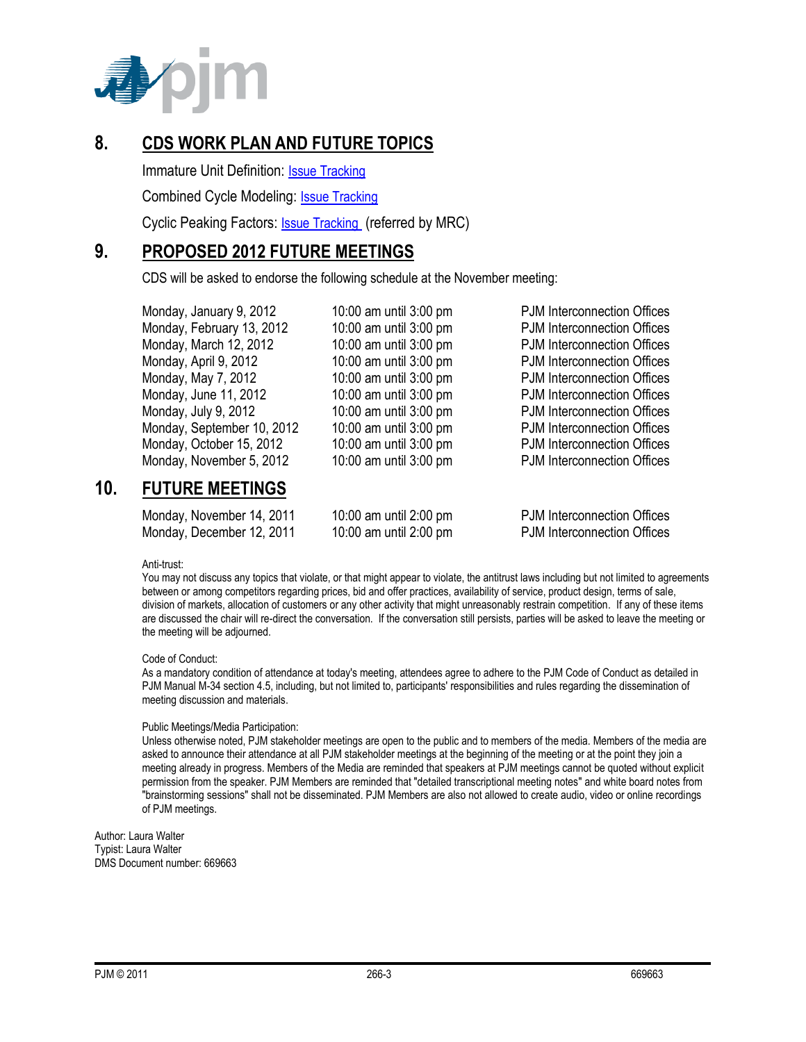## 8. CDS WORK PLAN AND FUTURE TOPICS

Immature Unit Definition: Issue Tracking

Combined Cycle Modeling: Issue Tracking

Cyclic Peaking Factors: Issue Tracking (referred by MRC)

## 9. PROPOSED 2012 FUTURE MEETINGS

CDS will be asked to endorse the following schedule at the November meeting:

| | | |
|---|---|---|
| Monday, January 9, 2012 | 10:00 am until 3:00 pm | PJM Interconnection Offices |
| Monday, February 13, 2012 | 10:00 am until 3:00 pm | PJM Interconnection Offices |
| Monday, March 12, 2012 | 10:00 am until 3:00 pm | PJM Interconnection Offices |
| Monday, April 9, 2012 | 10:00 am until 3:00 pm | PJM Interconnection Offices |
| Monday, May 7, 2012 | 10:00 am until 3:00 pm | PJM Interconnection Offices |
| Monday, June 11, 2012 | 10:00 am until 3:00 pm | PJM Interconnection Offices |
| Monday, July 9, 2012 | 10:00 am until 3:00 pm | PJM Interconnection Offices |
| Monday, September 10, 2012 | 10:00 am until 3:00 pm | PJM Interconnection Offices |
| Monday, October 15, 2012 | 10:00 am until 3:00 pm | PJM Interconnection Offices |
| Monday, November 5, 2012 | 10:00 am until 3:00 pm | PJM Interconnection Offices |

## 10. FUTURE MEETINGS

| | | |
|---|---|---|
| Monday, November 14, 2011 | 10:00 am until 2:00 pm | PJM Interconnection Offices |
| Monday, December 12, 2011 | 10:00 am until 2:00 pm | PJM Interconnection Offices |

Anti-trust:
You may not discuss any topics that violate, or that might appear to violate, the antitrust laws including but not limited to agreements between or among competitors regarding prices, bid and offer practices, availability of service, product design, terms of sale, division of markets, allocation of customers or any other activity that might unreasonably restrain competition. If any of these items are discussed the chair will re-direct the conversation. If the conversation still persists, parties will be asked to leave the meeting or the meeting will be adjourned.

Code of Conduct:
As a mandatory condition of attendance at today's meeting, attendees agree to adhere to the PJM Code of Conduct as detailed in PJM Manual M-34 section 4.5, including, but not limited to, participants' responsibilities and rules regarding the dissemination of meeting discussion and materials.

Public Meetings/Media Participation:
Unless otherwise noted, PJM stakeholder meetings are open to the public and to members of the media. Members of the media are asked to announce their attendance at all PJM stakeholder meetings at the beginning of the meeting or at the point they join a meeting already in progress. Members of the Media are reminded that speakers at PJM meetings cannot be quoted without explicit permission from the speaker. PJM Members are reminded that "detailed transcriptional meeting notes" and white board notes from "brainstorming sessions" shall not be disseminated. PJM Members are also not allowed to create audio, video or online recordings of PJM meetings.

Author: Laura Walter
Typist: Laura Walter
DMS Document number: 669663